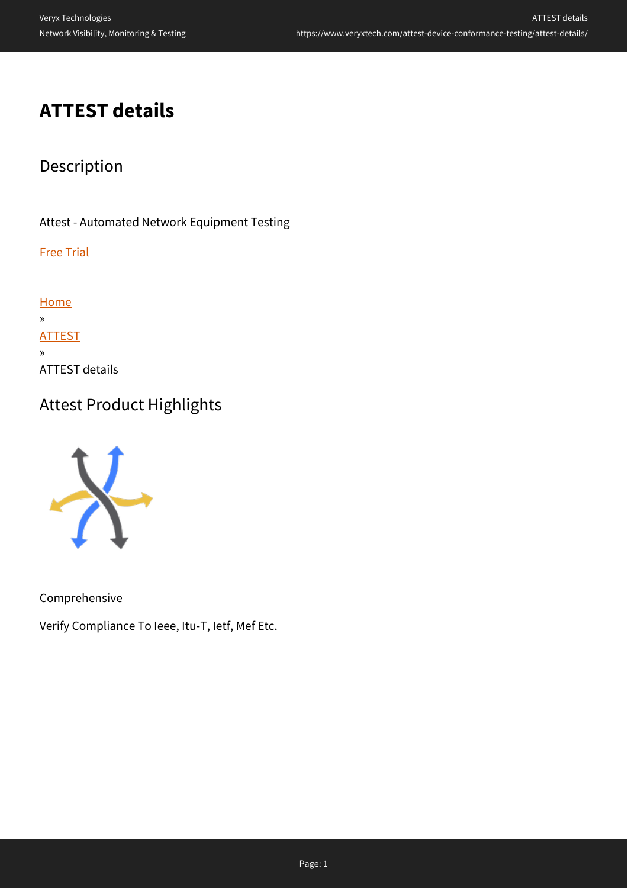# ATTEST details

## Description

Attest - Automated Network Equipment Testing

Free Trial

Home
»
ATTEST
»
ATTEST details

## Attest Product Highlights

Comprehensive

Verify Compliance To Ieee, Itu-T, Ietf, Mef Etc.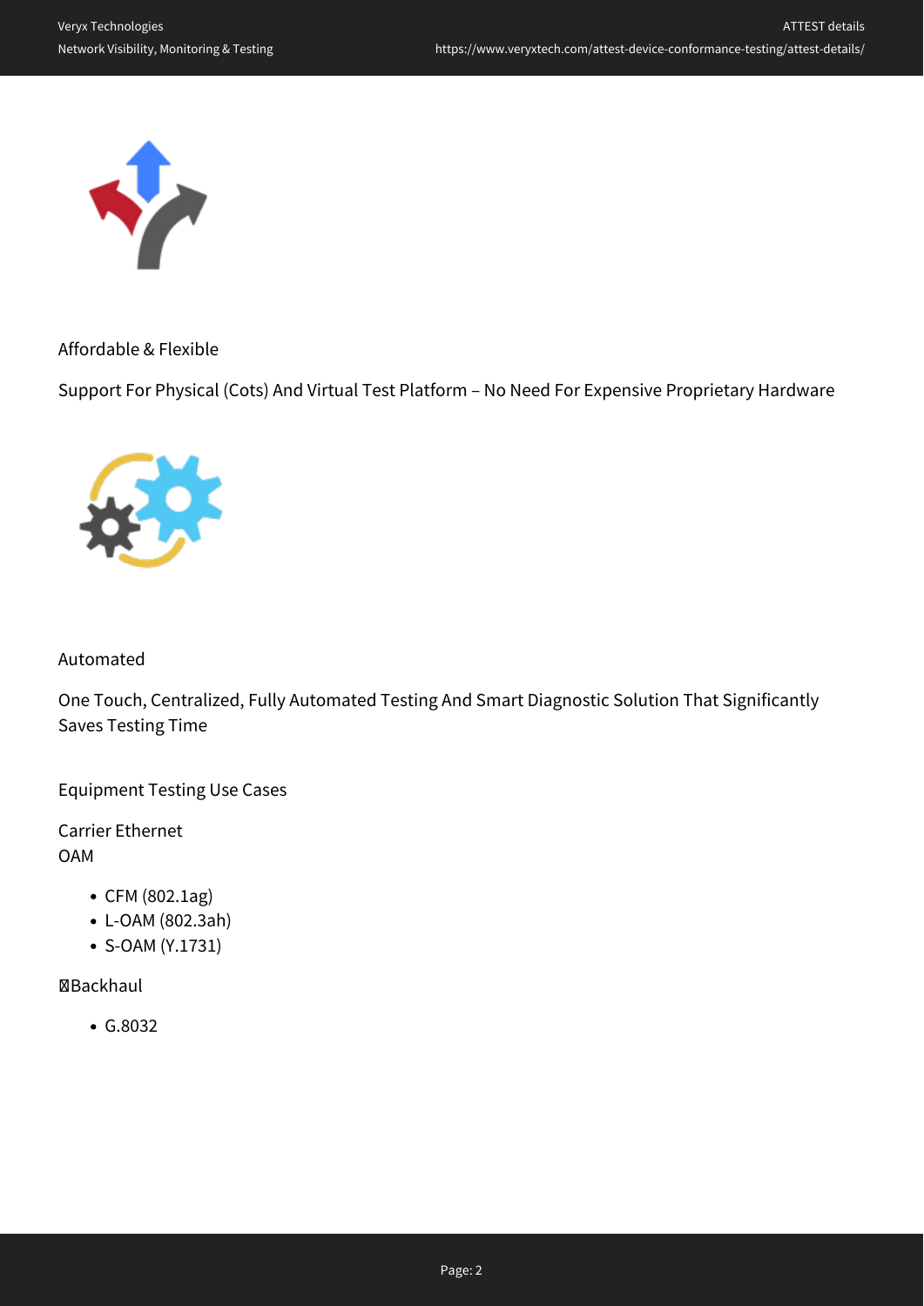Affordable & Flexible

Support For Physical (Cots) And Virtual Test Platform – No Need For Expensive Proprietary Hardware

Automated

One Touch, Centralized, Fully Automated Testing And Smart Diagnostic Solution That Significantly Saves Testing Time

Equipment Testing Use Cases

Carrier Ethernet
OAM

- CFM (802.1ag)
- L-OAM (802.3ah)
- S-OAM (Y.1731)

Backhaul

- G.8032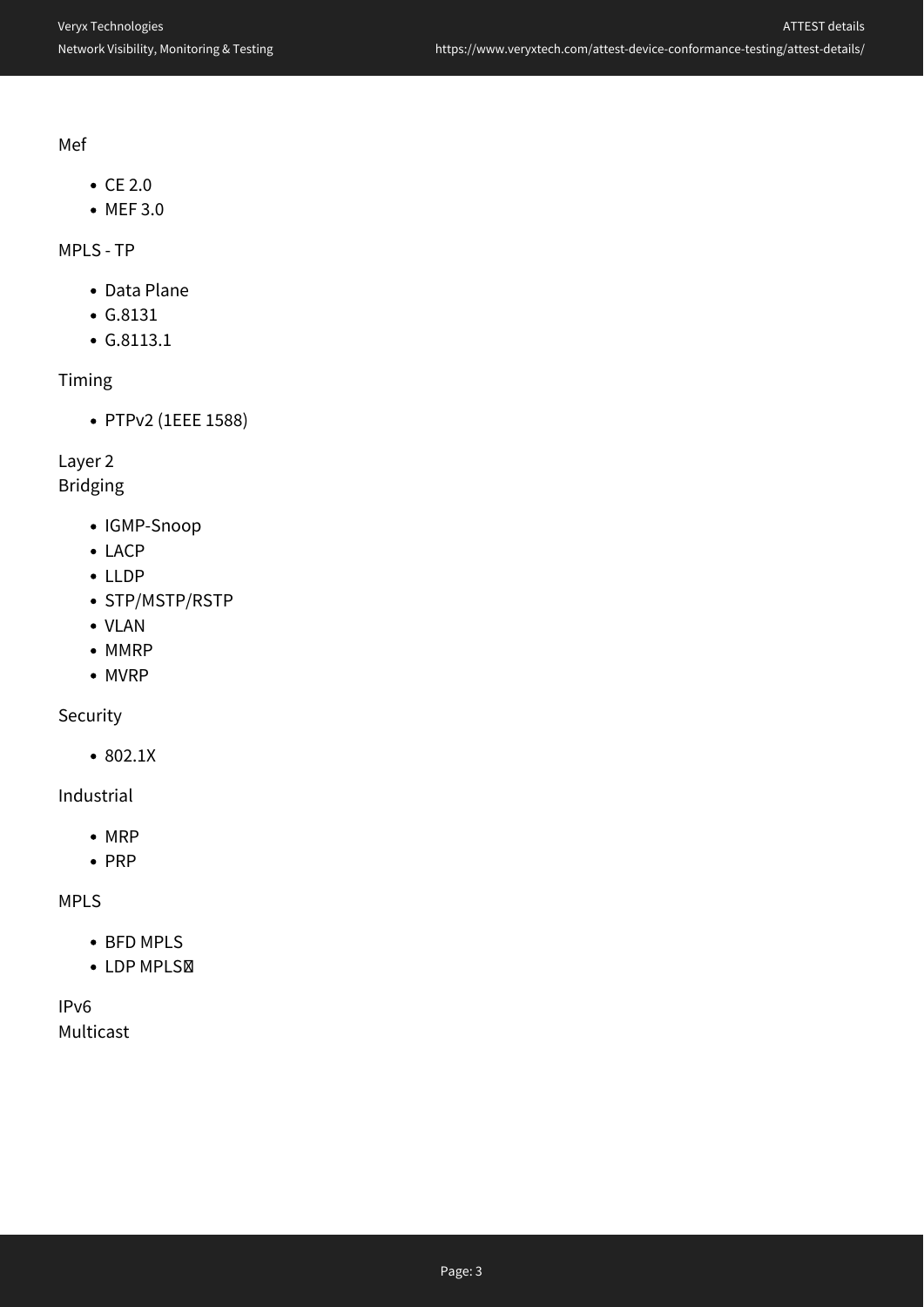Mef

- CE 2.0
- MEF 3.0

MPLS - TP

- Data Plane
- G.8131
- G.8113.1

Timing

- PTPv2 (1EEE 1588)

Layer 2
Bridging

- IGMP-Snoop
- LACP
- LLDP
- STP/MSTP/RSTP
- VLAN
- MMRP
- MVRP

Security

- 802.1X

Industrial

- MRP
- PRP

MPLS

- BFD MPLS
- LDP MPLS

IPv6
Multicast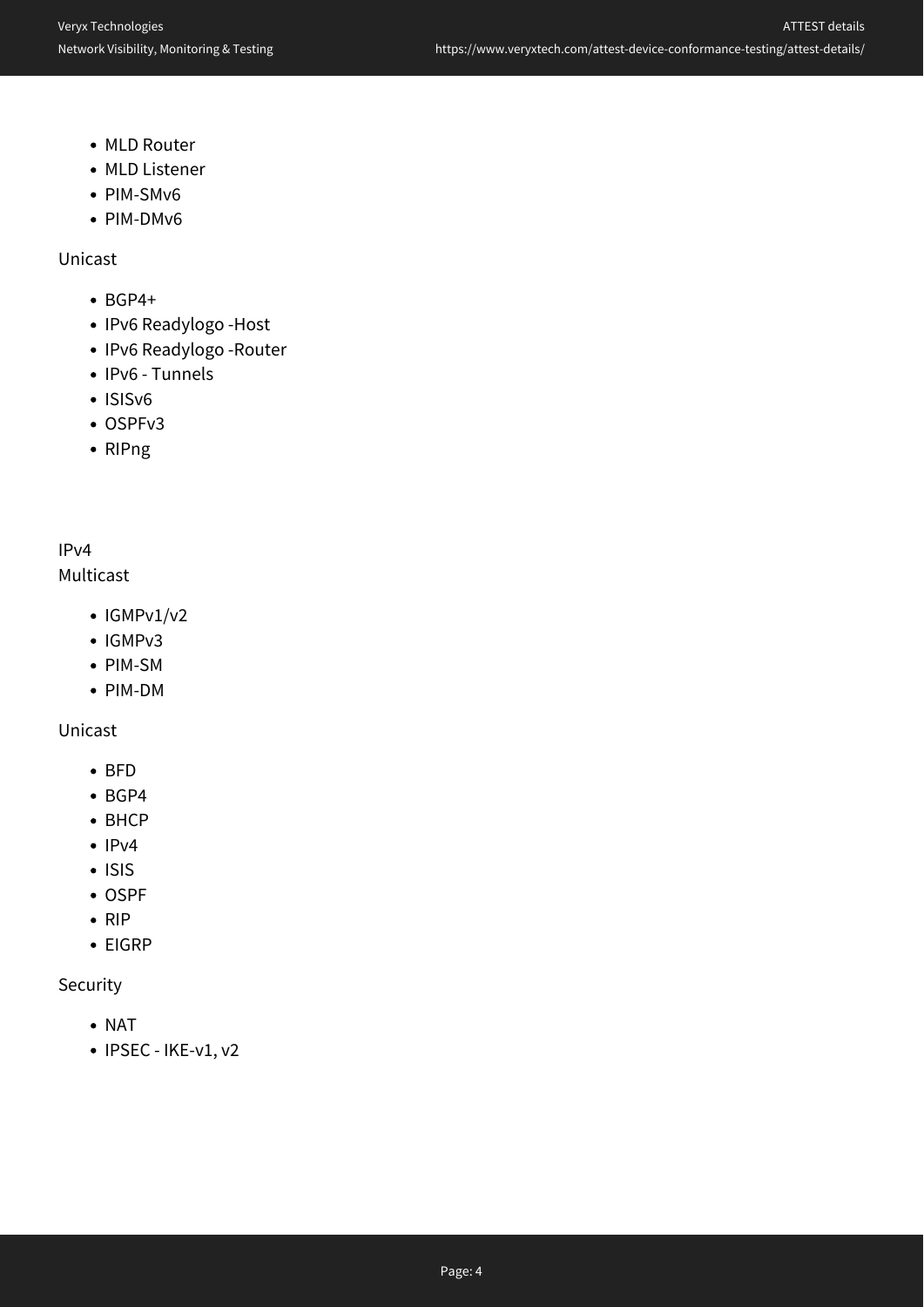- MLD Router
- MLD Listener
- PIM-SMv6
- PIM-DMv6

Unicast

- BGP4+
- IPv6 Readylogo -Host
- IPv6 Readylogo -Router
- IPv6 - Tunnels
- ISISv6
- OSPFv3
- RIPng

IPv4

Multicast

- IGMPv1/v2
- IGMPv3
- PIM-SM
- PIM-DM

Unicast

- BFD
- BGP4
- BHCP
- IPv4
- ISIS
- OSPF
- RIP
- EIGRP

Security

- NAT
- IPSEC - IKE-v1, v2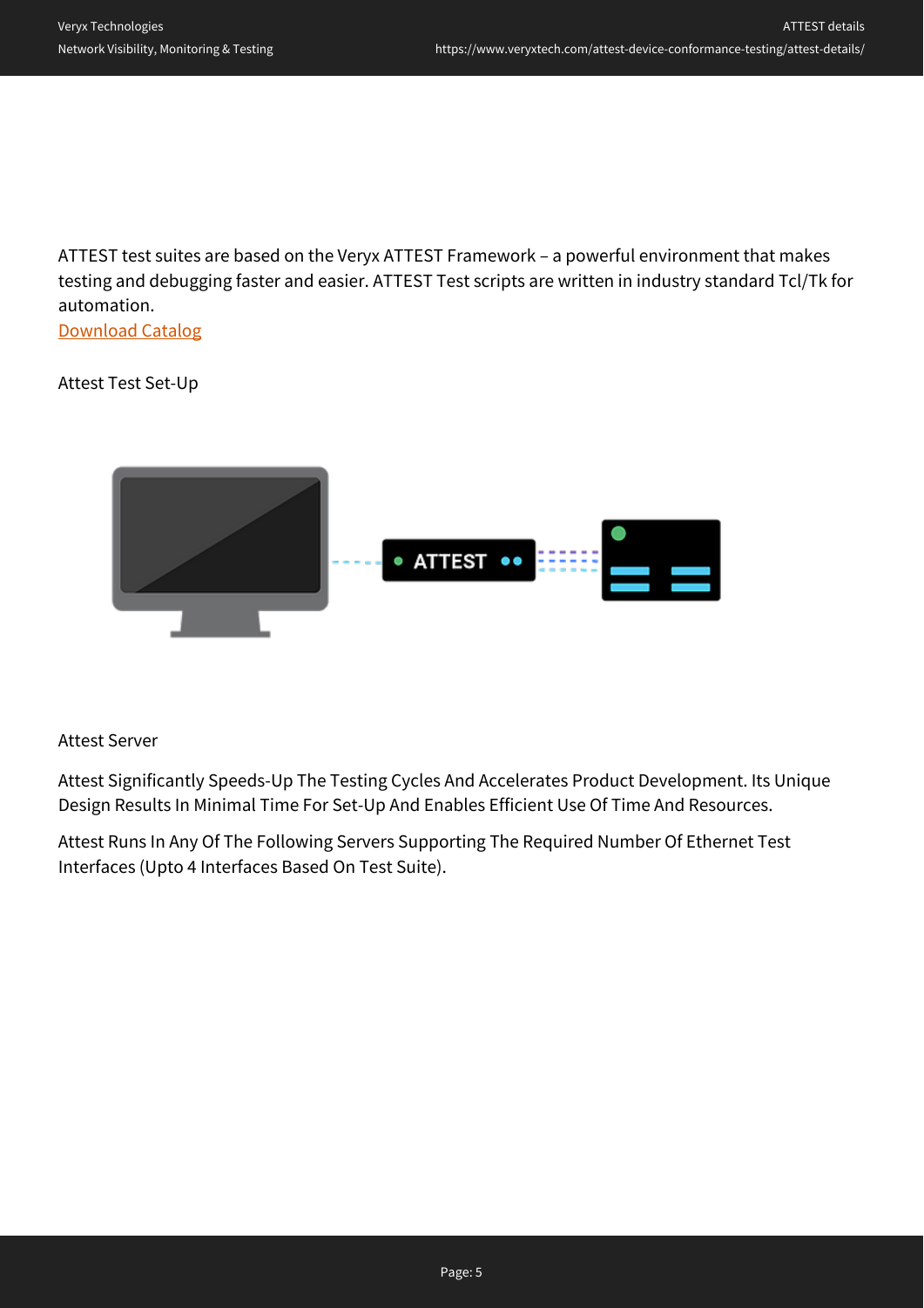ATTEST test suites are based on the Veryx ATTEST Framework – a powerful environment that makes testing and debugging faster and easier. ATTEST Test scripts are written in industry standard Tcl/Tk for automation.
Download Catalog

Attest Test Set-Up

Attest Server

Attest Significantly Speeds-Up The Testing Cycles And Accelerates Product Development. Its Unique Design Results In Minimal Time For Set-Up And Enables Efficient Use Of Time And Resources.

Attest Runs In Any Of The Following Servers Supporting The Required Number Of Ethernet Test Interfaces (Upto 4 Interfaces Based On Test Suite).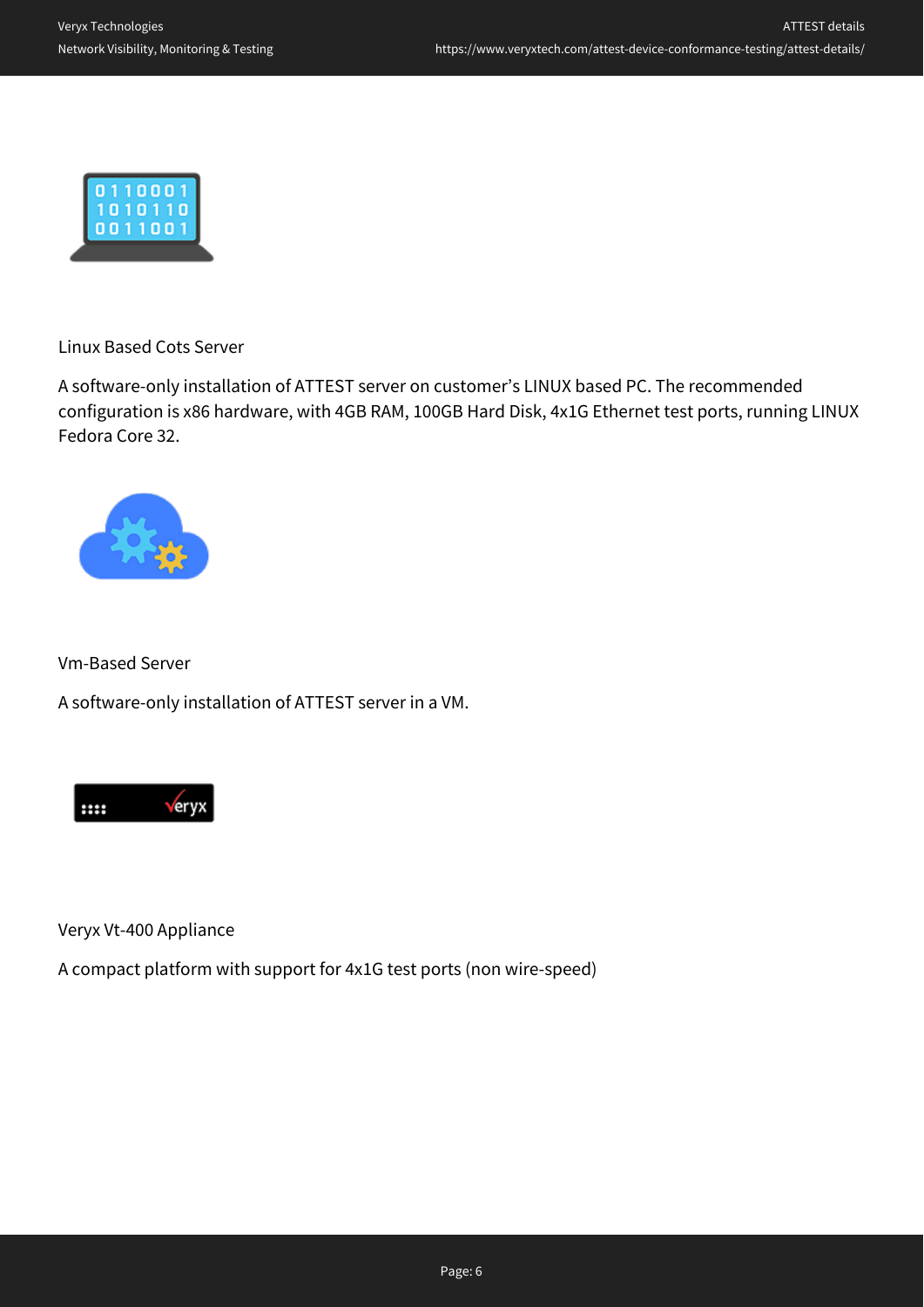Linux Based Cots Server

A software-only installation of ATTEST server on customer's LINUX based PC. The recommended configuration is x86 hardware, with 4GB RAM, 100GB Hard Disk, 4x1G Ethernet test ports, running LINUX Fedora Core 32.

Vm-Based Server

A software-only installation of ATTEST server in a VM.

Veryx Vt-400 Appliance

A compact platform with support for 4x1G test ports (non wire-speed)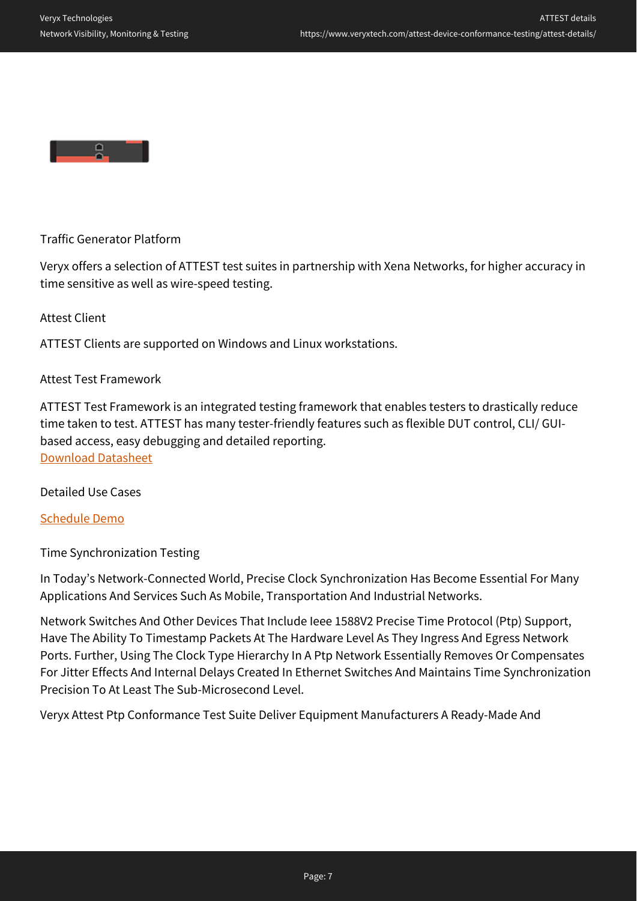### Traffic Generator Platform

Veryx offers a selection of ATTEST test suites in partnership with Xena Networks, for higher accuracy in time sensitive as well as wire-speed testing.

### Attest Client

ATTEST Clients are supported on Windows and Linux workstations.

### Attest Test Framework

ATTEST Test Framework is an integrated testing framework that enables testers to drastically reduce time taken to test. ATTEST has many tester-friendly features such as flexible DUT control, CLI/ GUI-based access, easy debugging and detailed reporting.
Download Datasheet

### Detailed Use Cases

Schedule Demo

### Time Synchronization Testing

In Today's Network-Connected World, Precise Clock Synchronization Has Become Essential For Many Applications And Services Such As Mobile, Transportation And Industrial Networks.

Network Switches And Other Devices That Include Ieee 1588V2 Precise Time Protocol (Ptp) Support, Have The Ability To Timestamp Packets At The Hardware Level As They Ingress And Egress Network Ports. Further, Using The Clock Type Hierarchy In A Ptp Network Essentially Removes Or Compensates For Jitter Effects And Internal Delays Created In Ethernet Switches And Maintains Time Synchronization Precision To At Least The Sub-Microsecond Level.

Veryx Attest Ptp Conformance Test Suite Deliver Equipment Manufacturers A Ready-Made And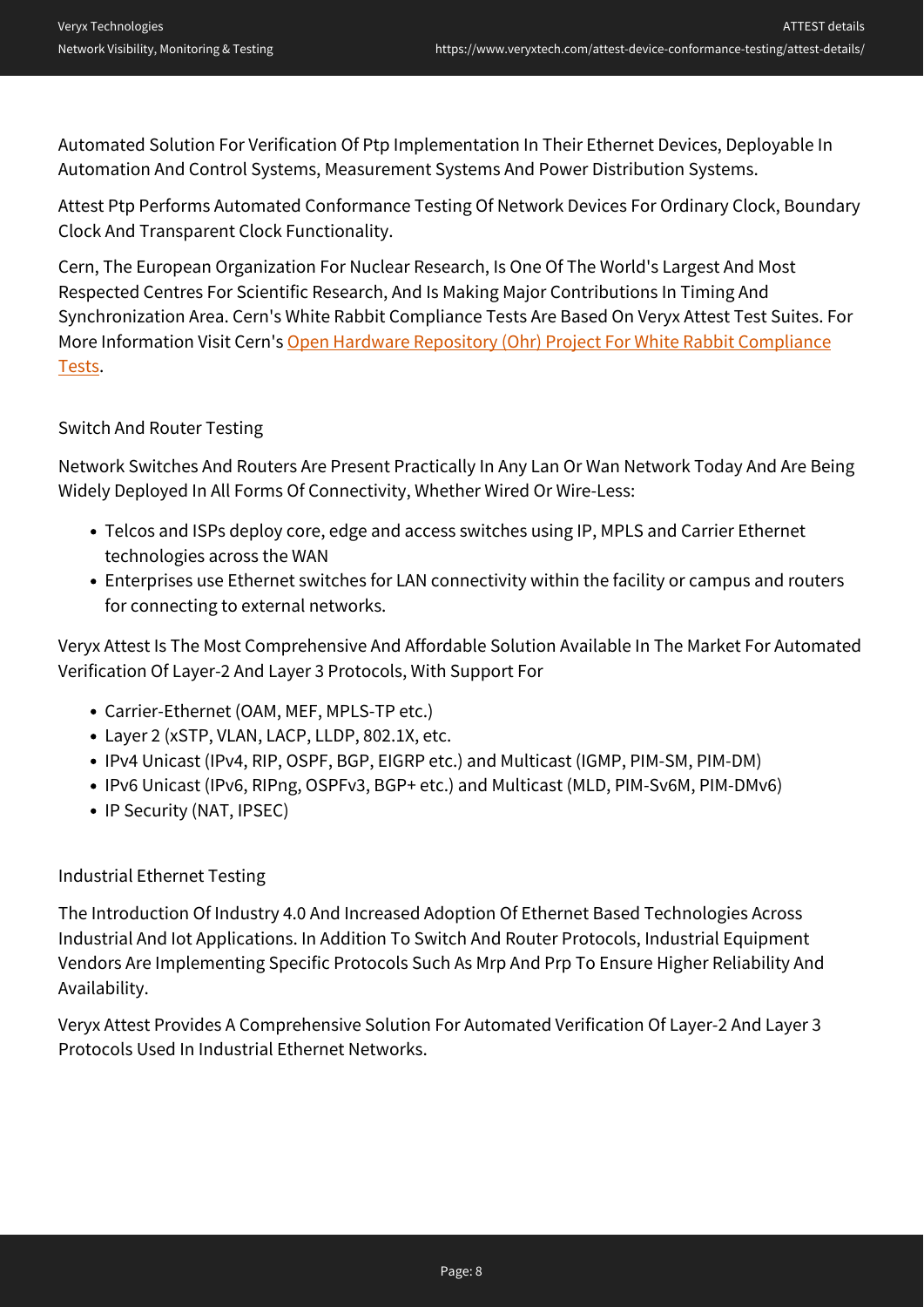Automated Solution For Verification Of Ptp Implementation In Their Ethernet Devices, Deployable In Automation And Control Systems, Measurement Systems And Power Distribution Systems.

Attest Ptp Performs Automated Conformance Testing Of Network Devices For Ordinary Clock, Boundary Clock And Transparent Clock Functionality.

Cern, The European Organization For Nuclear Research, Is One Of The World's Largest And Most Respected Centres For Scientific Research, And Is Making Major Contributions In Timing And Synchronization Area. Cern's White Rabbit Compliance Tests Are Based On Veryx Attest Test Suites. For More Information Visit Cern's Open Hardware Repository (Ohr) Project For White Rabbit Compliance Tests.

### Switch And Router Testing

Network Switches And Routers Are Present Practically In Any Lan Or Wan Network Today And Are Being Widely Deployed In All Forms Of Connectivity, Whether Wired Or Wire-Less:

- Telcos and ISPs deploy core, edge and access switches using IP, MPLS and Carrier Ethernet technologies across the WAN
- Enterprises use Ethernet switches for LAN connectivity within the facility or campus and routers for connecting to external networks.

Veryx Attest Is The Most Comprehensive And Affordable Solution Available In The Market For Automated Verification Of Layer-2 And Layer 3 Protocols, With Support For

- Carrier-Ethernet (OAM, MEF, MPLS-TP etc.)
- Layer 2 (xSTP, VLAN, LACP, LLDP, 802.1X, etc.
- IPv4 Unicast (IPv4, RIP, OSPF, BGP, EIGRP etc.) and Multicast (IGMP, PIM-SM, PIM-DM)
- IPv6 Unicast (IPv6, RIPng, OSPFv3, BGP+ etc.) and Multicast (MLD, PIM-Sv6M, PIM-DMv6)
- IP Security (NAT, IPSEC)

### Industrial Ethernet Testing

The Introduction Of Industry 4.0 And Increased Adoption Of Ethernet Based Technologies Across Industrial And Iot Applications. In Addition To Switch And Router Protocols, Industrial Equipment Vendors Are Implementing Specific Protocols Such As Mrp And Prp To Ensure Higher Reliability And Availability.

Veryx Attest Provides A Comprehensive Solution For Automated Verification Of Layer-2 And Layer 3 Protocols Used In Industrial Ethernet Networks.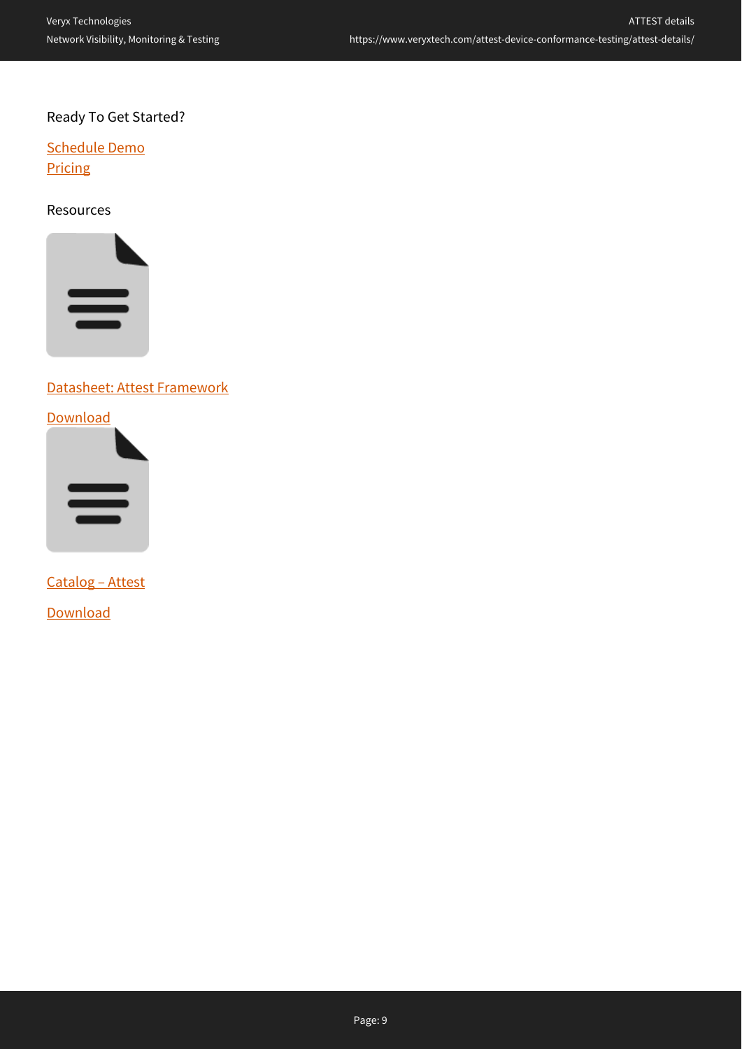Ready To Get Started?

[Schedule Demo](#)
[Pricing](#)

Resources

[Datasheet: Attest Framework](#)

[Download](#)

[Catalog – Attest](#)

[Download](#)